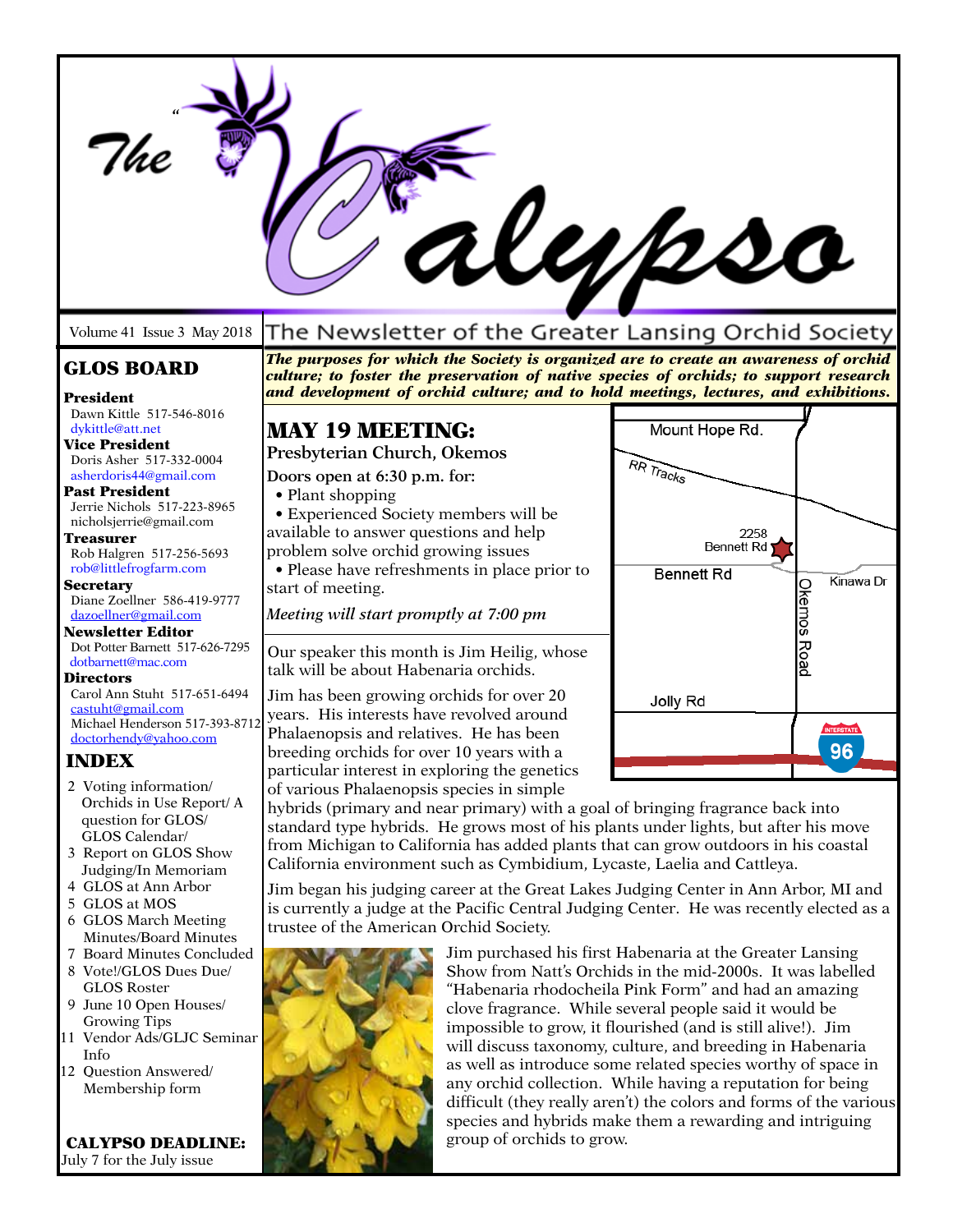# The Calypso

Volume 41 Issue 3 May 2018

The Newsletter of the Greater Lansing Orchid Society

***The purposes for which the Society is organized are to create an awareness of orchid culture; to foster the preservation of native species of orchids; to support research and development of orchid culture; and to hold meetings, lectures, and exhibitions.***

## GLOS BOARD

**President**
Dawn Kittle 517-546-8016
dykittle@att.net

**Vice President**
Doris Asher 517-332-0004
asherdoris44@gmail.com

**Past President**
Jerrie Nichols 517-223-8965
nicholsjerrie@gmail.com

**Treasurer**
Rob Halgren 517-256-5693
rob@littlefrogfarm.com

**Secretary**
Diane Zoellner 586-419-9777
dazoellner@gmail.com

**Newsletter Editor**
Dot Potter Barnett 517-626-7295
dotbarnett@mac.com

**Directors**
Carol Ann Stuht 517-651-6494
castuht@gmail.com
Michael Henderson 517-393-8712
doctorhendy@yahoo.com

## INDEX

- 2 Voting information/ Orchids in Use Report/ A question for GLOS/ GLOS Calendar/
- 3 Report on GLOS Show Judging/In Memoriam
- 4 GLOS at Ann Arbor
- 5 GLOS at MOS
- 6 GLOS March Meeting Minutes/Board Minutes
- 7 Board Minutes Concluded
- 8 Vote!/GLOS Dues Due/ GLOS Roster
- 9 June 10 Open Houses/ Growing Tips
- 11 Vendor Ads/GLJC Seminar Info
- 12 Question Answered/ Membership form

**CALYPSO DEADLINE:**
July 7 for the July issue

## MAY 19 MEETING:

**Presbyterian Church, Okemos**

**Doors open at 6:30 p.m. for:**

- Plant shopping
- Experienced Society members will be available to answer questions and help problem solve orchid growing issues
- Please have refreshments in place prior to start of meeting.

*Meeting will start promptly at 7:00 pm*

Mount Hope Rd. · RR Tracks · 2258 Bennett Rd · Bennett Rd · Kinawa Dr · Okemos Road · Jolly Rd · Interstate 96

Our speaker this month is Jim Heilig, whose talk will be about Habenaria orchids.

Jim has been growing orchids for over 20 years. His interests have revolved around Phalaenopsis and relatives. He has been breeding orchids for over 10 years with a particular interest in exploring the genetics of various Phalaenopsis species in simple hybrids (primary and near primary) with a goal of bringing fragrance back into standard type hybrids. He grows most of his plants under lights, but after his move from Michigan to California has added plants that can grow outdoors in his coastal California environment such as Cymbidium, Lycaste, Laelia and Cattleya.

Jim began his judging career at the Great Lakes Judging Center in Ann Arbor, MI and is currently a judge at the Pacific Central Judging Center. He was recently elected as a trustee of the American Orchid Society.

Jim purchased his first Habenaria at the Greater Lansing Show from Natt's Orchids in the mid-2000s. It was labelled "Habenaria rhodocheila Pink Form" and had an amazing clove fragrance. While several people said it would be impossible to grow, it flourished (and is still alive!). Jim will discuss taxonomy, culture, and breeding in Habenaria as well as introduce some related species worthy of space in any orchid collection. While having a reputation for being difficult (they really aren't) the colors and forms of the various species and hybrids make them a rewarding and intriguing group of orchids to grow.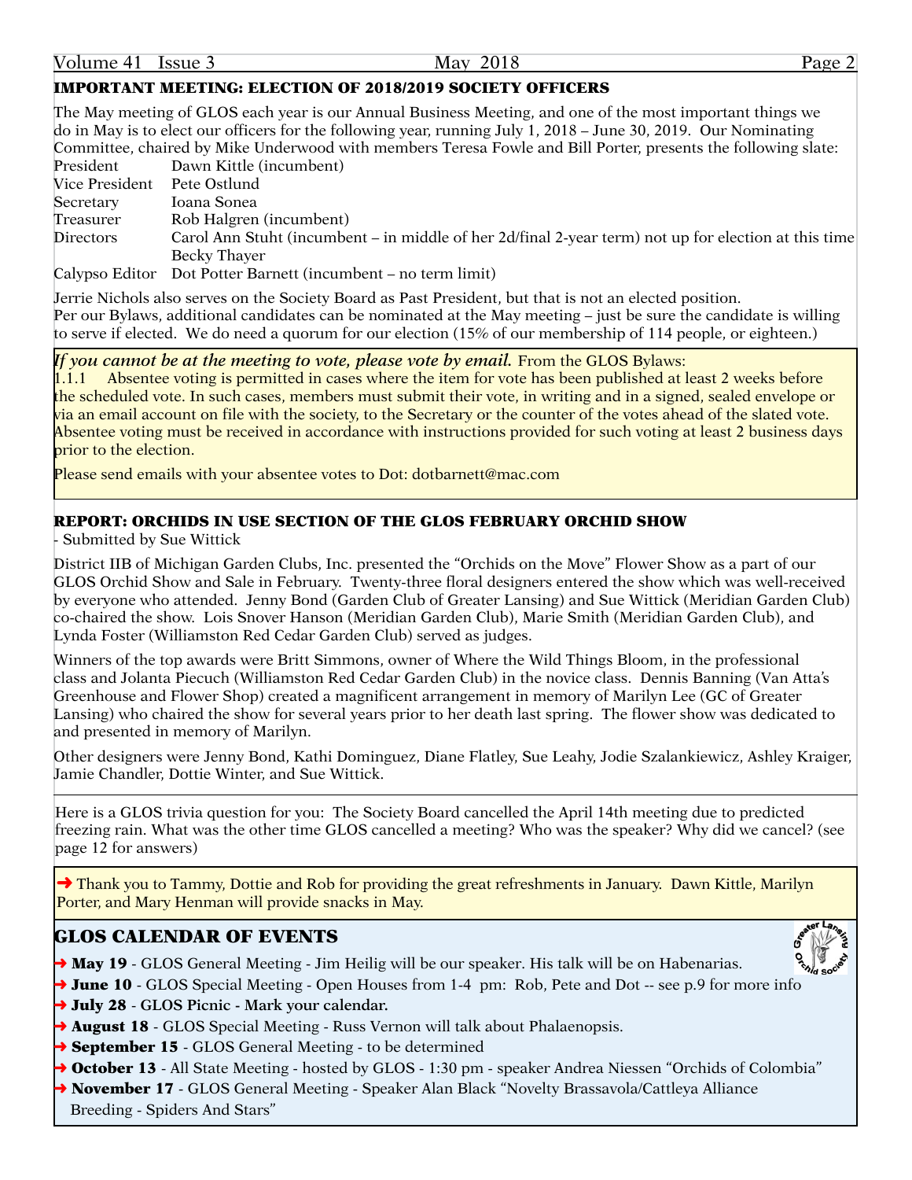## IMPORTANT MEETING: ELECTION OF 2018/2019 SOCIETY OFFICERS

The May meeting of GLOS each year is our Annual Business Meeting, and one of the most important things we do in May is to elect our officers for the following year, running July 1, 2018 – June 30, 2019. Our Nominating Committee, chaired by Mike Underwood with members Teresa Fowle and Bill Porter, presents the following slate:

| | |
|---|---|
| President | Dawn Kittle (incumbent) |
| Vice President | Pete Ostlund |
| Secretary | Ioana Sonea |
| Treasurer | Rob Halgren (incumbent) |
| Directors | Carol Ann Stuht (incumbent – in middle of her 2d/final 2-year term) not up for election at this time |
| | Becky Thayer |
| Calypso Editor | Dot Potter Barnett (incumbent – no term limit) |

Jerrie Nichols also serves on the Society Board as Past President, but that is not an elected position.
Per our Bylaws, additional candidates can be nominated at the May meeting – just be sure the candidate is willing to serve if elected. We do need a quorum for our election (15% of our membership of 114 people, or eighteen.)

***If you cannot be at the meeting to vote, please vote by email.*** From the GLOS Bylaws:
1.1.1 Absentee voting is permitted in cases where the item for vote has been published at least 2 weeks before the scheduled vote. In such cases, members must submit their vote, in writing and in a signed, sealed envelope or via an email account on file with the society, to the Secretary or the counter of the votes ahead of the slated vote. Absentee voting must be received in accordance with instructions provided for such voting at least 2 business days prior to the election.

Please send emails with your absentee votes to Dot: dotbarnett@mac.com

## REPORT: ORCHIDS IN USE SECTION OF THE GLOS FEBRUARY ORCHID SHOW

- Submitted by Sue Wittick

District IIB of Michigan Garden Clubs, Inc. presented the "Orchids on the Move" Flower Show as a part of our GLOS Orchid Show and Sale in February. Twenty-three floral designers entered the show which was well-received by everyone who attended. Jenny Bond (Garden Club of Greater Lansing) and Sue Wittick (Meridian Garden Club) co-chaired the show. Lois Snover Hanson (Meridian Garden Club), Marie Smith (Meridian Garden Club), and Lynda Foster (Williamston Red Cedar Garden Club) served as judges.

Winners of the top awards were Britt Simmons, owner of Where the Wild Things Bloom, in the professional class and Jolanta Piecuch (Williamston Red Cedar Garden Club) in the novice class. Dennis Banning (Van Atta's Greenhouse and Flower Shop) created a magnificent arrangement in memory of Marilyn Lee (GC of Greater Lansing) who chaired the show for several years prior to her death last spring. The flower show was dedicated to and presented in memory of Marilyn.

Other designers were Jenny Bond, Kathi Dominguez, Diane Flatley, Sue Leahy, Jodie Szalankiewicz, Ashley Kraiger, Jamie Chandler, Dottie Winter, and Sue Wittick.

---

Here is a GLOS trivia question for you: The Society Board cancelled the April 14th meeting due to predicted freezing rain. What was the other time GLOS cancelled a meeting? Who was the speaker? Why did we cancel? (see page 12 for answers)

➜ Thank you to Tammy, Dottie and Rob for providing the great refreshments in January. Dawn Kittle, Marilyn Porter, and Mary Henman will provide snacks in May.

## GLOS CALENDAR OF EVENTS

- ➜ **May 19** - GLOS General Meeting - Jim Heilig will be our speaker. His talk will be on Habenarias.
- ➜ **June 10** - GLOS Special Meeting - Open Houses from 1-4 pm: Rob, Pete and Dot -- see p.9 for more info
- ➜ **July 28** - **GLOS Picnic - Mark your calendar.**
- ➜ **August 18** - GLOS Special Meeting - Russ Vernon will talk about Phalaenopsis.
- ➜ **September 15** - GLOS General Meeting - to be determined
- ➜ **October 13** - All State Meeting - hosted by GLOS - 1:30 pm - speaker Andrea Niessen "Orchids of Colombia"
- ➜ **November 17** - GLOS General Meeting - Speaker Alan Black "Novelty Brassavola/Cattleya Alliance Breeding - Spiders And Stars"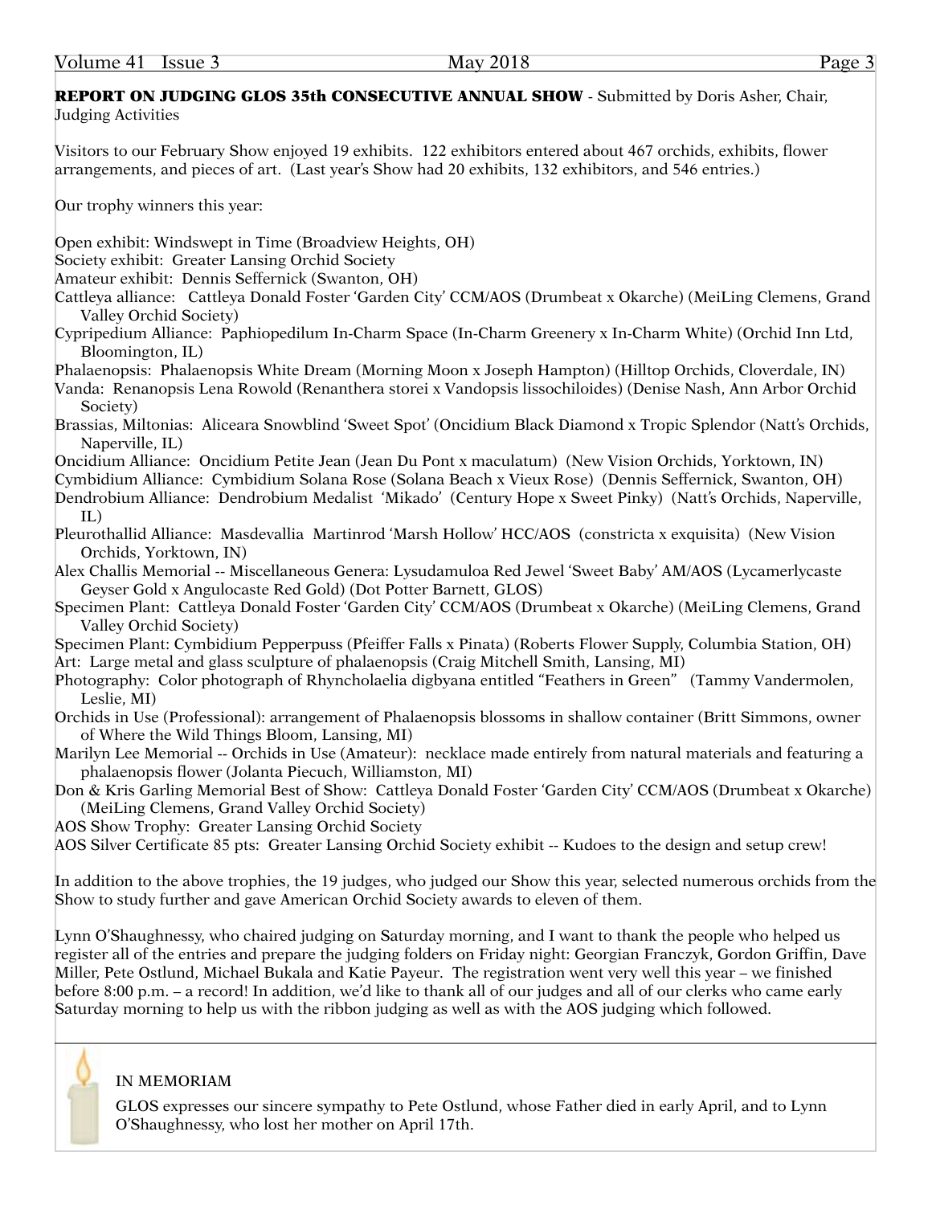**REPORT ON JUDGING GLOS 35th CONSECUTIVE ANNUAL SHOW** - Submitted by Doris Asher, Chair, Judging Activities

Visitors to our February Show enjoyed 19 exhibits. 122 exhibitors entered about 467 orchids, exhibits, flower arrangements, and pieces of art. (Last year's Show had 20 exhibits, 132 exhibitors, and 546 entries.)

Our trophy winners this year:

Open exhibit: Windswept in Time (Broadview Heights, OH)
Society exhibit: Greater Lansing Orchid Society
Amateur exhibit: Dennis Seffernick (Swanton, OH)
Cattleya alliance: Cattleya Donald Foster 'Garden City' CCM/AOS (Drumbeat x Okarche) (MeiLing Clemens, Grand Valley Orchid Society)
Cypripedium Alliance: Paphiopedilum In-Charm Space (In-Charm Greenery x In-Charm White) (Orchid Inn Ltd, Bloomington, IL)
Phalaenopsis: Phalaenopsis White Dream (Morning Moon x Joseph Hampton) (Hilltop Orchids, Cloverdale, IN)
Vanda: Renanopsis Lena Rowold (Renanthera storei x Vandopsis lissochiloides) (Denise Nash, Ann Arbor Orchid Society)
Brassias, Miltonias: Aliceara Snowblind 'Sweet Spot' (Oncidium Black Diamond x Tropic Splendor (Natt's Orchids, Naperville, IL)
Oncidium Alliance: Oncidium Petite Jean (Jean Du Pont x maculatum) (New Vision Orchids, Yorktown, IN)
Cymbidium Alliance: Cymbidium Solana Rose (Solana Beach x Vieux Rose) (Dennis Seffernick, Swanton, OH)
Dendrobium Alliance: Dendrobium Medalist 'Mikado' (Century Hope x Sweet Pinky) (Natt's Orchids, Naperville, IL)
Pleurothallid Alliance: Masdevallia Martinrod 'Marsh Hollow' HCC/AOS (constricta x exquisita) (New Vision Orchids, Yorktown, IN)
Alex Challis Memorial -- Miscellaneous Genera: Lysudamuloa Red Jewel 'Sweet Baby' AM/AOS (Lycamerlycaste Geyser Gold x Angulocaste Red Gold) (Dot Potter Barnett, GLOS)
Specimen Plant: Cattleya Donald Foster 'Garden City' CCM/AOS (Drumbeat x Okarche) (MeiLing Clemens, Grand Valley Orchid Society)
Specimen Plant: Cymbidium Pepperpuss (Pfeiffer Falls x Pinata) (Roberts Flower Supply, Columbia Station, OH)
Art: Large metal and glass sculpture of phalaenopsis (Craig Mitchell Smith, Lansing, MI)
Photography: Color photograph of Rhyncholaelia digbyana entitled "Feathers in Green" (Tammy Vandermolen, Leslie, MI)
Orchids in Use (Professional): arrangement of Phalaenopsis blossoms in shallow container (Britt Simmons, owner of Where the Wild Things Bloom, Lansing, MI)
Marilyn Lee Memorial -- Orchids in Use (Amateur): necklace made entirely from natural materials and featuring a phalaenopsis flower (Jolanta Piecuch, Williamston, MI)
Don & Kris Garling Memorial Best of Show: Cattleya Donald Foster 'Garden City' CCM/AOS (Drumbeat x Okarche) (MeiLing Clemens, Grand Valley Orchid Society)
AOS Show Trophy: Greater Lansing Orchid Society
AOS Silver Certificate 85 pts: Greater Lansing Orchid Society exhibit -- Kudoes to the design and setup crew!

In addition to the above trophies, the 19 judges, who judged our Show this year, selected numerous orchids from the Show to study further and gave American Orchid Society awards to eleven of them.

Lynn O'Shaughnessy, who chaired judging on Saturday morning, and I want to thank the people who helped us register all of the entries and prepare the judging folders on Friday night: Georgian Franczyk, Gordon Griffin, Dave Miller, Pete Ostlund, Michael Bukala and Katie Payeur. The registration went very well this year – we finished before 8:00 p.m. – a record! In addition, we'd like to thank all of our judges and all of our clerks who came early Saturday morning to help us with the ribbon judging as well as with the AOS judging which followed.

---

IN MEMORIAM

GLOS expresses our sincere sympathy to Pete Ostlund, whose Father died in early April, and to Lynn O'Shaughnessy, who lost her mother on April 17th.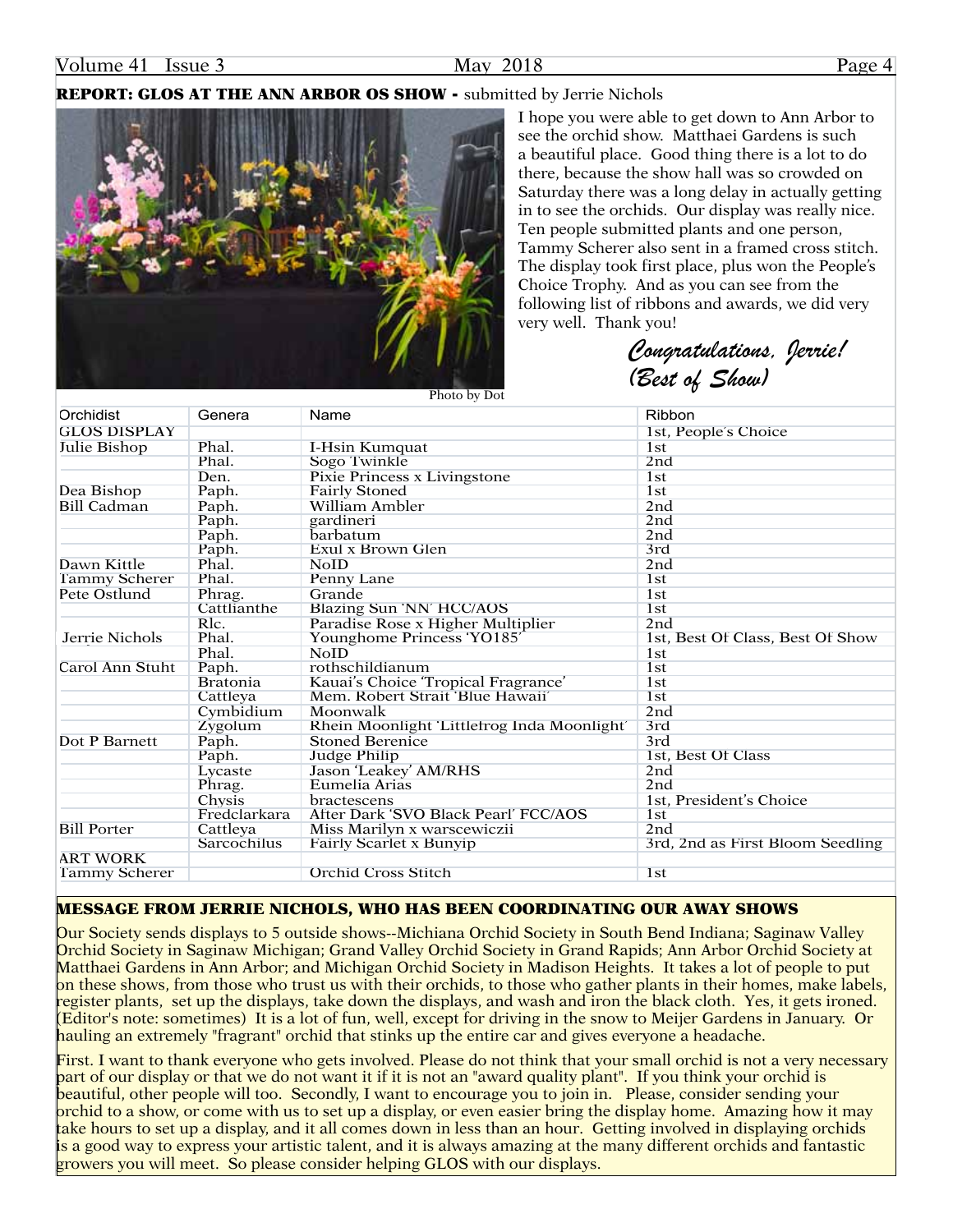## REPORT: GLOS AT THE ANN ARBOR OS SHOW - submitted by Jerrie Nichols

Photo by Dot

I hope you were able to get down to Ann Arbor to see the orchid show. Matthaei Gardens is such a beautiful place. Good thing there is a lot to do there, because the show hall was so crowded on Saturday there was a long delay in actually getting in to see the orchids. Our display was really nice. Ten people submitted plants and one person, Tammy Scherer also sent in a framed cross stitch. The display took first place, plus won the People's Choice Trophy. And as you can see from the following list of ribbons and awards, we did very very well. Thank you!

*Congratulations, Jerrie! (Best of Show)*

| Orchidist | Genera | Name | Ribbon |
|---|---|---|---|
| GLOS DISPLAY | | | 1st, People's Choice |
| Julie Bishop | Phal. | I-Hsin Kumquat | 1st |
| | Phal. | Sogo Twinkle | 2nd |
| | Den. | Pixie Princess x Livingstone | 1st |
| Dea Bishop | Paph. | Fairly Stoned | 1st |
| Bill Cadman | Paph. | William Ambler | 2nd |
| | Paph. | gardineri | 2nd |
| | Paph. | barbatum | 2nd |
| | Paph. | Exul x Brown Glen | 3rd |
| Dawn Kittle | Phal. | NoID | 2nd |
| Tammy Scherer | Phal. | Penny Lane | 1st |
| Pete Ostlund | Phrag. | Grande | 1st |
| | Cattlianthe | Blazing Sun 'NN' HCC/AOS | 1st |
| | Rlc. | Paradise Rose x Higher Multiplier | 2nd |
| Jerrie Nichols | Phal. | Younghome Princess 'YO185' | 1st, Best Of Class, Best Of Show |
| | Phal. | NoID | 1st |
| Carol Ann Stuht | Paph. | rothschildianum | 1st |
| | Bratonia | Kauai's Choice 'Tropical Fragrance' | 1st |
| | Cattleya | Mem. Robert Strait 'Blue Hawaii' | 1st |
| | Cymbidium | Moonwalk | 2nd |
| | Zygolum | Rhein Moonlight 'Littlefrog Inda Moonlight' | 3rd |
| Dot P Barnett | Paph. | Stoned Berenice | 3rd |
| | Paph. | Judge Philip | 1st, Best Of Class |
| | Lycaste | Jason 'Leakey' AM/RHS | 2nd |
| | Phrag. | Eumelia Arias | 2nd |
| | Chysis | bractescens | 1st, President's Choice |
| | Fredclarkara | After Dark 'SVO Black Pearl' FCC/AOS | 1st |
| Bill Porter | Cattleya | Miss Marilyn x warscewiczii | 2nd |
| | Sarcochilus | Fairly Scarlet x Bunyip | 3rd, 2nd as First Bloom Seedling |
| ART WORK | | | |
| Tammy Scherer | | Orchid Cross Stitch | 1st |

## MESSAGE FROM JERRIE NICHOLS, WHO HAS BEEN COORDINATING OUR AWAY SHOWS

Our Society sends displays to 5 outside shows--Michiana Orchid Society in South Bend Indiana; Saginaw Valley Orchid Society in Saginaw Michigan; Grand Valley Orchid Society in Grand Rapids; Ann Arbor Orchid Society at Matthaei Gardens in Ann Arbor; and Michigan Orchid Society in Madison Heights. It takes a lot of people to put on these shows, from those who trust us with their orchids, to those who gather plants in their homes, make labels, register plants, set up the displays, take down the displays, and wash and iron the black cloth. Yes, it gets ironed. (Editor's note: sometimes) It is a lot of fun, well, except for driving in the snow to Meijer Gardens in January. Or hauling an extremely "fragrant" orchid that stinks up the entire car and gives everyone a headache.

First. I want to thank everyone who gets involved. Please do not think that your small orchid is not a very necessary part of our display or that we do not want it if it is not an "award quality plant". If you think your orchid is beautiful, other people will too. Secondly, I want to encourage you to join in. Please, consider sending your orchid to a show, or come with us to set up a display, or even easier bring the display home. Amazing how it may take hours to set up a display, and it all comes down in less than an hour. Getting involved in displaying orchids is a good way to express your artistic talent, and it is always amazing at the many different orchids and fantastic growers you will meet. So please consider helping GLOS with our displays.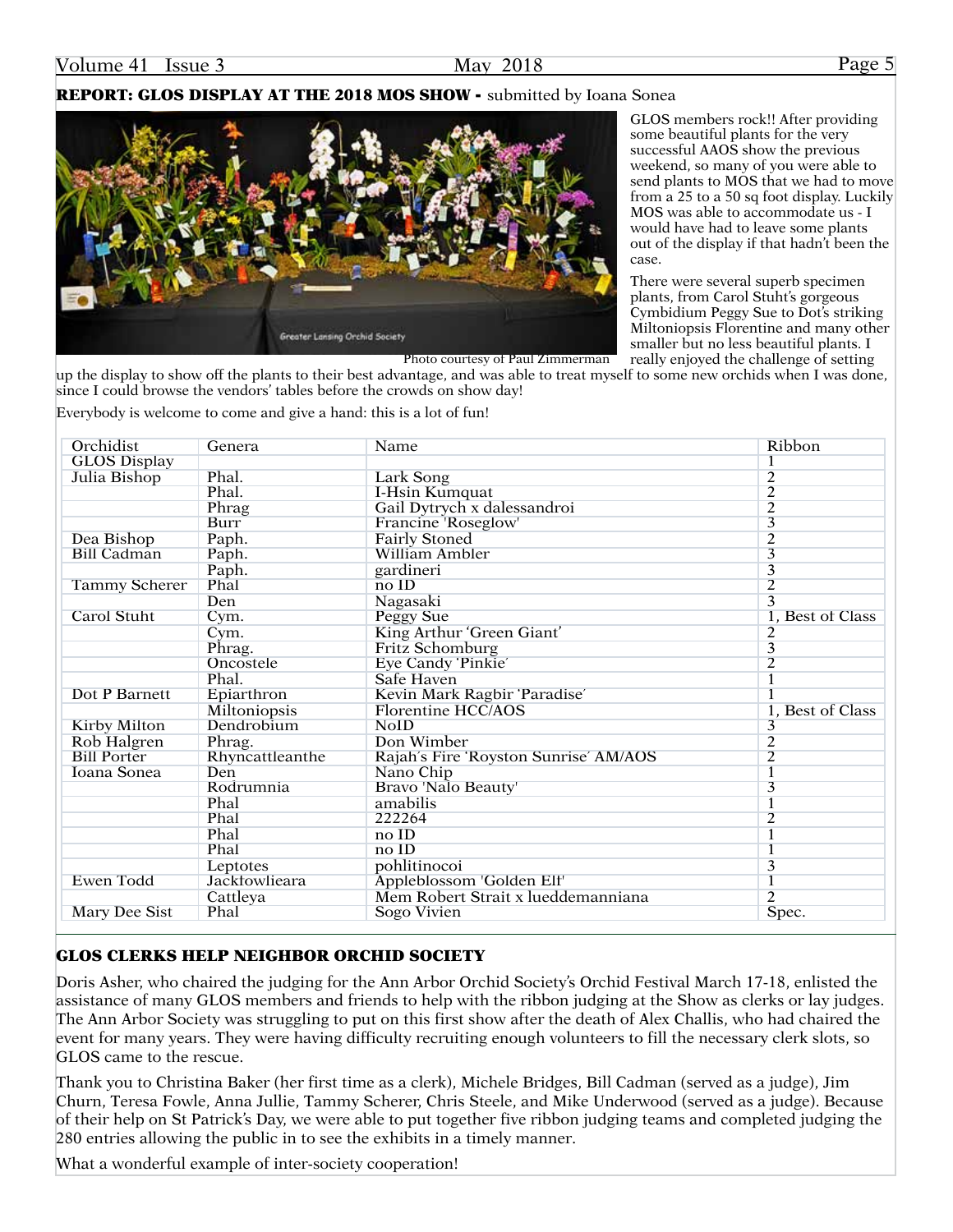## REPORT: GLOS DISPLAY AT THE 2018 MOS SHOW - submitted by Ioana Sonea

Photo courtesy of Paul Zimmerman

GLOS members rock!! After providing some beautiful plants for the very successful AAOS show the previous weekend, so many of you were able to send plants to MOS that we had to move from a 25 to a 50 sq foot display. Luckily MOS was able to accommodate us - I would have had to leave some plants out of the display if that hadn't been the case.

There were several superb specimen plants, from Carol Stuht's gorgeous Cymbidium Peggy Sue to Dot's striking Miltoniopsis Florentine and many other smaller but no less beautiful plants. I really enjoyed the challenge of setting up the display to show off the plants to their best advantage, and was able to treat myself to some new orchids when I was done, since I could browse the vendors' tables before the crowds on show day!

Everybody is welcome to come and give a hand: this is a lot of fun!

| Orchidist | Genera | Name | Ribbon |
|---|---|---|---|
| GLOS Display | | | 1 |
| Julia Bishop | Phal. | Lark Song | 2 |
| | Phal. | I-Hsin Kumquat | 2 |
| | Phrag | Gail Dytrych x dalessandroi | 2 |
| | Burr | Francine 'Roseglow' | 3 |
| Dea Bishop | Paph. | Fairly Stoned | 2 |
| Bill Cadman | Paph. | William Ambler | 3 |
| | Paph. | gardineri | 3 |
| Tammy Scherer | Phal | no ID | 2 |
| | Den | Nagasaki | 3 |
| Carol Stuht | Cym. | Peggy Sue | 1, Best of Class |
| | Cym. | King Arthur 'Green Giant' | 2 |
| | Phrag. | Fritz Schomburg | 3 |
| | Oncostele | Eye Candy 'Pinkie' | 2 |
| | Phal. | Safe Haven | 1 |
| Dot P Barnett | Epiarthron | Kevin Mark Ragbir 'Paradise' | 1 |
| | Miltoniopsis | Florentine HCC/AOS | 1, Best of Class |
| Kirby Milton | Dendrobium | NoID | 3 |
| Rob Halgren | Phrag. | Don Wimber | 2 |
| Bill Porter | Rhyncattleanthe | Rajah's Fire 'Royston Sunrise' AM/AOS | 2 |
| Ioana Sonea | Den | Nano Chip | 1 |
| | Rodrumnia | Bravo 'Nalo Beauty' | 3 |
| | Phal | amabilis | 1 |
| | Phal | 222264 | 2 |
| | Phal | no ID | 1 |
| | Phal | no ID | 1 |
| | Leptotes | pohlitinocoi | 3 |
| Ewen Todd | Jackfowlieara | Appleblossom 'Golden Elf' | 1 |
| | Cattleya | Mem Robert Strait x lueddemanniana | 2 |
| Mary Dee Sist | Phal | Sogo Vivien | Spec. |

## GLOS CLERKS HELP NEIGHBOR ORCHID SOCIETY

Doris Asher, who chaired the judging for the Ann Arbor Orchid Society's Orchid Festival March 17-18, enlisted the assistance of many GLOS members and friends to help with the ribbon judging at the Show as clerks or lay judges. The Ann Arbor Society was struggling to put on this first show after the death of Alex Challis, who had chaired the event for many years. They were having difficulty recruiting enough volunteers to fill the necessary clerk slots, so GLOS came to the rescue.

Thank you to Christina Baker (her first time as a clerk), Michele Bridges, Bill Cadman (served as a judge), Jim Churn, Teresa Fowle, Anna Jullie, Tammy Scherer, Chris Steele, and Mike Underwood (served as a judge). Because of their help on St Patrick's Day, we were able to put together five ribbon judging teams and completed judging the 280 entries allowing the public in to see the exhibits in a timely manner.

What a wonderful example of inter-society cooperation!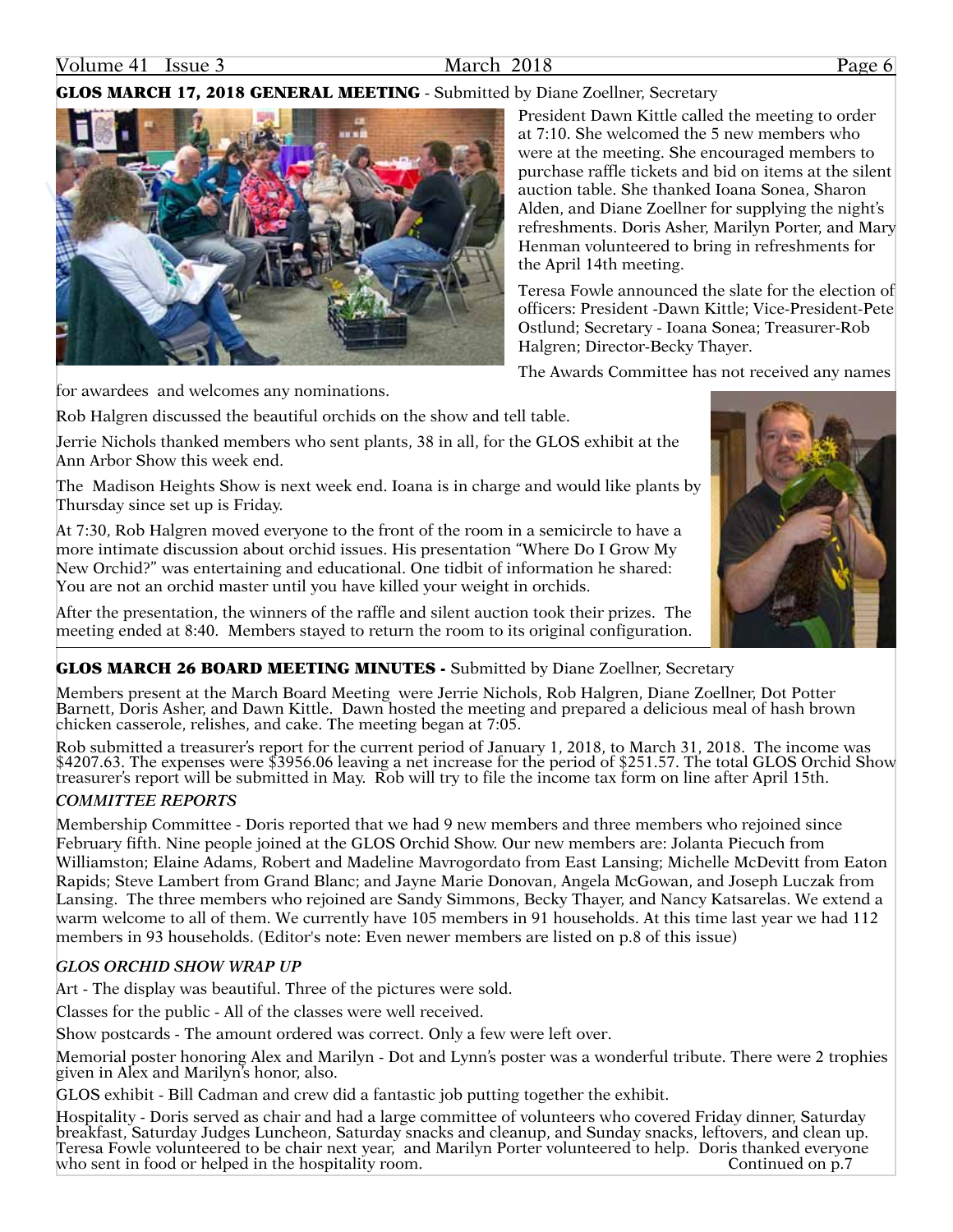## GLOS MARCH 17, 2018 GENERAL MEETING - Submitted by Diane Zoellner, Secretary

President Dawn Kittle called the meeting to order at 7:10. She welcomed the 5 new members who were at the meeting. She encouraged members to purchase raffle tickets and bid on items at the silent auction table. She thanked Ioana Sonea, Sharon Alden, and Diane Zoellner for supplying the night's refreshments. Doris Asher, Marilyn Porter, and Mary Henman volunteered to bring in refreshments for the April 14th meeting.

Teresa Fowle announced the slate for the election of officers: President -Dawn Kittle; Vice-President-Pete Ostlund; Secretary - Ioana Sonea; Treasurer-Rob Halgren; Director-Becky Thayer.

The Awards Committee has not received any names for awardees and welcomes any nominations.

Rob Halgren discussed the beautiful orchids on the show and tell table.

Jerrie Nichols thanked members who sent plants, 38 in all, for the GLOS exhibit at the Ann Arbor Show this week end.

The Madison Heights Show is next week end. Ioana is in charge and would like plants by Thursday since set up is Friday.

At 7:30, Rob Halgren moved everyone to the front of the room in a semicircle to have a more intimate discussion about orchid issues. His presentation "Where Do I Grow My New Orchid?" was entertaining and educational. One tidbit of information he shared: You are not an orchid master until you have killed your weight in orchids.

After the presentation, the winners of the raffle and silent auction took their prizes. The meeting ended at 8:40. Members stayed to return the room to its original configuration.

## GLOS MARCH 26 BOARD MEETING MINUTES - Submitted by Diane Zoellner, Secretary

Members present at the March Board Meeting were Jerrie Nichols, Rob Halgren, Diane Zoellner, Dot Potter Barnett, Doris Asher, and Dawn Kittle. Dawn hosted the meeting and prepared a delicious meal of hash brown chicken casserole, relishes, and cake. The meeting began at 7:05.

Rob submitted a treasurer's report for the current period of January 1, 2018, to March 31, 2018. The income was $4207.63. The expenses were $3956.06 leaving a net increase for the period of $251.57. The total GLOS Orchid Show treasurer's report will be submitted in May. Rob will try to file the income tax form on line after April 15th.

### *COMMITTEE REPORTS*

Membership Committee - Doris reported that we had 9 new members and three members who rejoined since February fifth. Nine people joined at the GLOS Orchid Show. Our new members are: Jolanta Piecuch from Williamston; Elaine Adams, Robert and Madeline Mavrogordato from East Lansing; Michelle McDevitt from Eaton Rapids; Steve Lambert from Grand Blanc; and Jayne Marie Donovan, Angela McGowan, and Joseph Luczak from Lansing. The three members who rejoined are Sandy Simmons, Becky Thayer, and Nancy Katsarelas. We extend a warm welcome to all of them. We currently have 105 members in 91 households. At this time last year we had 112 members in 93 households. (Editor's note: Even newer members are listed on p.8 of this issue)

### *GLOS ORCHID SHOW WRAP UP*

Art - The display was beautiful. Three of the pictures were sold.

Classes for the public - All of the classes were well received.

Show postcards - The amount ordered was correct. Only a few were left over.

Memorial poster honoring Alex and Marilyn - Dot and Lynn's poster was a wonderful tribute. There were 2 trophies given in Alex and Marilyn's honor, also.

GLOS exhibit - Bill Cadman and crew did a fantastic job putting together the exhibit.

Hospitality - Doris served as chair and had a large committee of volunteers who covered Friday dinner, Saturday breakfast, Saturday Judges Luncheon, Saturday snacks and cleanup, and Sunday snacks, leftovers, and clean up. Teresa Fowle volunteered to be chair next year, and Marilyn Porter volunteered to help. Doris thanked everyone who sent in food or helped in the hospitality room. Continued on p.7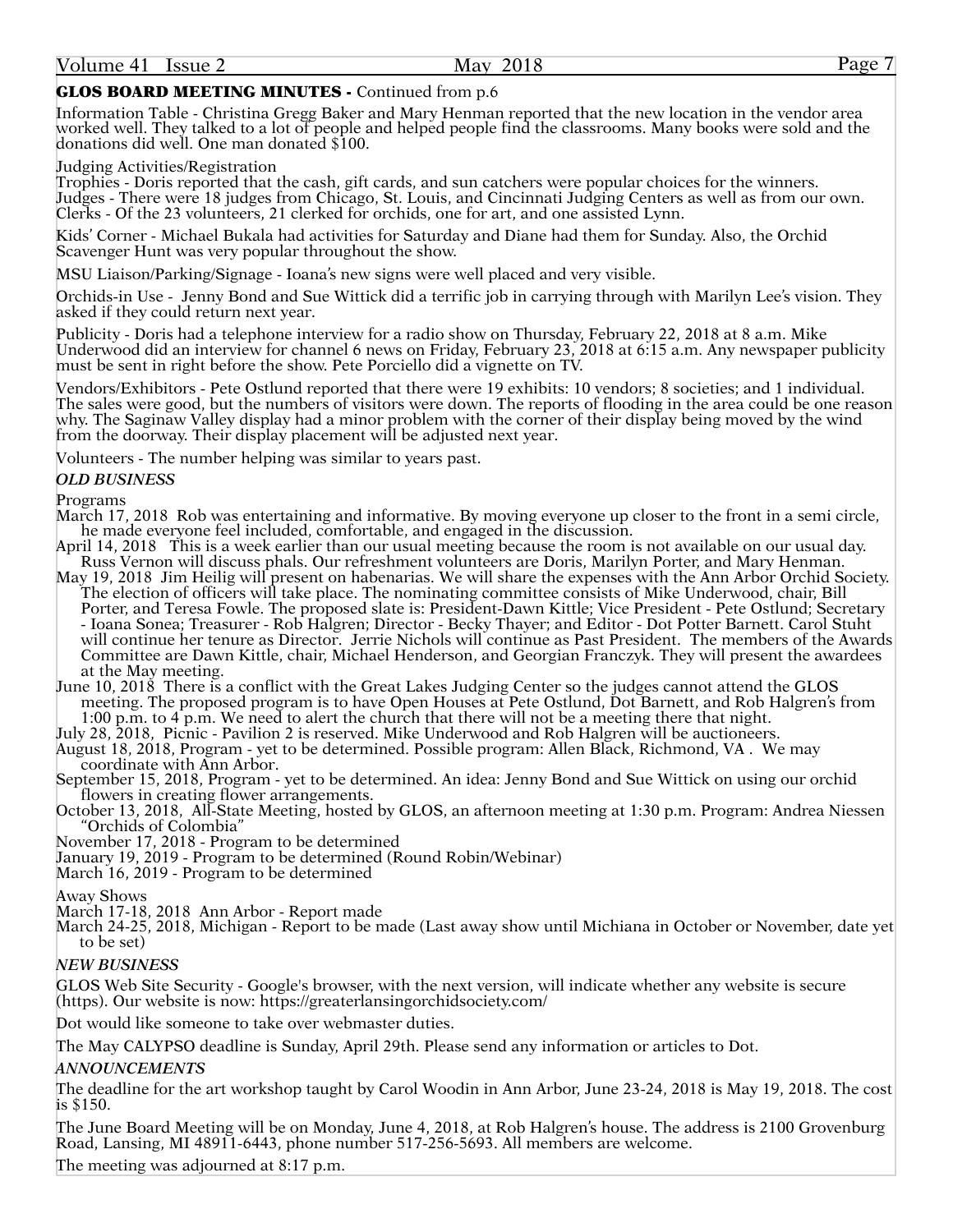**GLOS BOARD MEETING MINUTES -** Continued from p.6

Information Table - Christina Gregg Baker and Mary Henman reported that the new location in the vendor area worked well. They talked to a lot of people and helped people find the classrooms. Many books were sold and the donations did well. One man donated $100.

Judging Activities/Registration
Trophies - Doris reported that the cash, gift cards, and sun catchers were popular choices for the winners.
Judges - There were 18 judges from Chicago, St. Louis, and Cincinnati Judging Centers as well as from our own.
Clerks - Of the 23 volunteers, 21 clerked for orchids, one for art, and one assisted Lynn.

Kids' Corner - Michael Bukala had activities for Saturday and Diane had them for Sunday. Also, the Orchid Scavenger Hunt was very popular throughout the show.

MSU Liaison/Parking/Signage - Ioana's new signs were well placed and very visible.

Orchids-in Use - Jenny Bond and Sue Wittick did a terrific job in carrying through with Marilyn Lee's vision. They asked if they could return next year.

Publicity - Doris had a telephone interview for a radio show on Thursday, February 22, 2018 at 8 a.m. Mike Underwood did an interview for channel 6 news on Friday, February 23, 2018 at 6:15 a.m. Any newspaper publicity must be sent in right before the show. Pete Porciello did a vignette on TV.

Vendors/Exhibitors - Pete Ostlund reported that there were 19 exhibits: 10 vendors; 8 societies; and 1 individual. The sales were good, but the numbers of visitors were down. The reports of flooding in the area could be one reason why. The Saginaw Valley display had a minor problem with the corner of their display being moved by the wind from the doorway. Their display placement will be adjusted next year.

Volunteers - The number helping was similar to years past.

***OLD BUSINESS***

Programs
March 17, 2018 Rob was entertaining and informative. By moving everyone up closer to the front in a semi circle, he made everyone feel included, comfortable, and engaged in the discussion.
April 14, 2018 This is a week earlier than our usual meeting because the room is not available on our usual day. Russ Vernon will discuss phals. Our refreshment volunteers are Doris, Marilyn Porter, and Mary Henman.
May 19, 2018 Jim Heilig will present on habenarias. We will share the expenses with the Ann Arbor Orchid Society. The election of officers will take place. The nominating committee consists of Mike Underwood, chair, Bill Porter, and Teresa Fowle. The proposed slate is: President-Dawn Kittle; Vice President - Pete Ostlund; Secretary - Ioana Sonea; Treasurer - Rob Halgren; Director - Becky Thayer; and Editor - Dot Potter Barnett. Carol Stuht will continue her tenure as Director. Jerrie Nichols will continue as Past President. The members of the Awards Committee are Dawn Kittle, chair, Michael Henderson, and Georgian Franczyk. They will present the awardees at the May meeting.
June 10, 2018 There is a conflict with the Great Lakes Judging Center so the judges cannot attend the GLOS meeting. The proposed program is to have Open Houses at Pete Ostlund, Dot Barnett, and Rob Halgren's from 1:00 p.m. to 4 p.m. We need to alert the church that there will not be a meeting there that night.
July 28, 2018, Picnic - Pavilion 2 is reserved. Mike Underwood and Rob Halgren will be auctioneers.
August 18, 2018, Program - yet to be determined. Possible program: Allen Black, Richmond, VA . We may coordinate with Ann Arbor.
September 15, 2018, Program - yet to be determined. An idea: Jenny Bond and Sue Wittick on using our orchid flowers in creating flower arrangements.
October 13, 2018, All-State Meeting, hosted by GLOS, an afternoon meeting at 1:30 p.m. Program: Andrea Niessen "Orchids of Colombia"
November 17, 2018 - Program to be determined
January 19, 2019 - Program to be determined (Round Robin/Webinar)
March 16, 2019 - Program to be determined

Away Shows
March 17-18, 2018 Ann Arbor - Report made
March 24-25, 2018, Michigan - Report to be made (Last away show until Michiana in October or November, date yet to be set)

***NEW BUSINESS***

GLOS Web Site Security - Google's browser, with the next version, will indicate whether any website is secure (https). Our website is now: https://greaterlansingorchidsociety.com/

Dot would like someone to take over webmaster duties.

The May CALYPSO deadline is Sunday, April 29th. Please send any information or articles to Dot.

***ANNOUNCEMENTS***

The deadline for the art workshop taught by Carol Woodin in Ann Arbor, June 23-24, 2018 is May 19, 2018. The cost is $150.

The June Board Meeting will be on Monday, June 4, 2018, at Rob Halgren's house. The address is 2100 Grovenburg Road, Lansing, MI 48911-6443, phone number 517-256-5693. All members are welcome.

The meeting was adjourned at 8:17 p.m.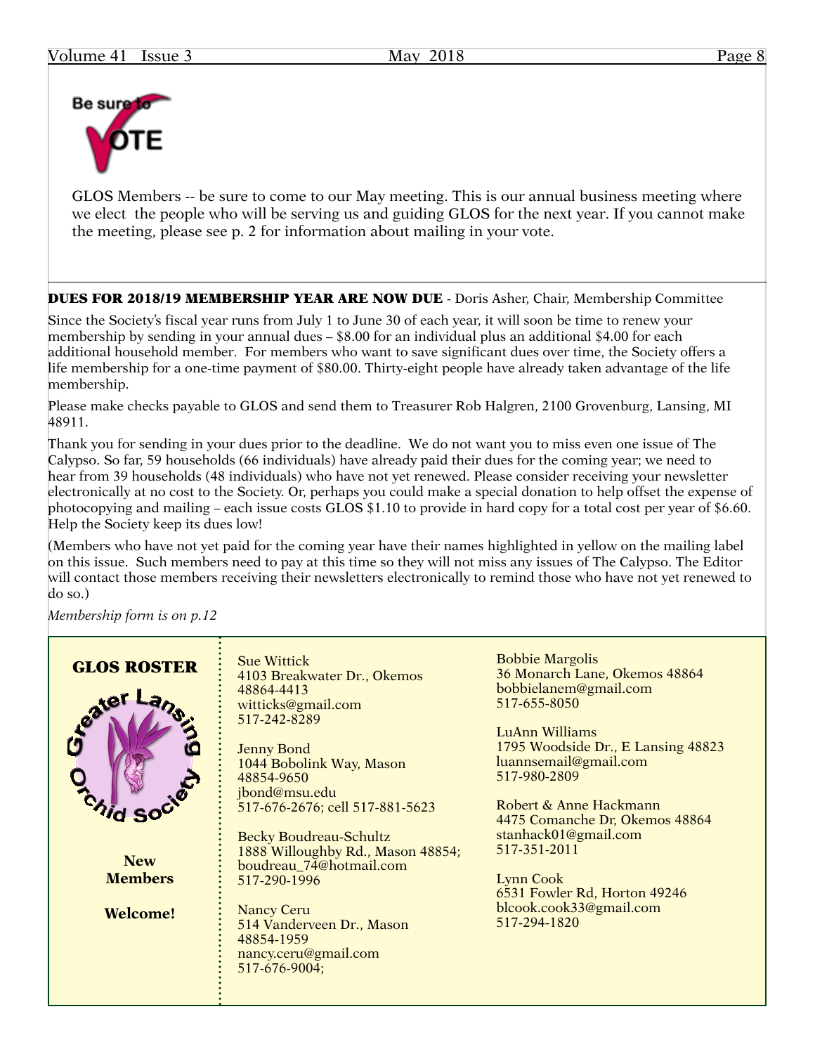Be sure to VOTE

GLOS Members -- be sure to come to our May meeting. This is our annual business meeting where we elect the people who will be serving us and guiding GLOS for the next year. If you cannot make the meeting, please see p. 2 for information about mailing in your vote.

**DUES FOR 2018/19 MEMBERSHIP YEAR ARE NOW DUE** - Doris Asher, Chair, Membership Committee

Since the Society's fiscal year runs from July 1 to June 30 of each year, it will soon be time to renew your membership by sending in your annual dues – $8.00 for an individual plus an additional $4.00 for each additional household member. For members who want to save significant dues over time, the Society offers a life membership for a one-time payment of $80.00. Thirty-eight people have already taken advantage of the life membership.

Please make checks payable to GLOS and send them to Treasurer Rob Halgren, 2100 Grovenburg, Lansing, MI 48911.

Thank you for sending in your dues prior to the deadline. We do not want you to miss even one issue of The Calypso. So far, 59 households (66 individuals) have already paid their dues for the coming year; we need to hear from 39 households (48 individuals) who have not yet renewed. Please consider receiving your newsletter electronically at no cost to the Society. Or, perhaps you could make a special donation to help offset the expense of photocopying and mailing – each issue costs GLOS $1.10 to provide in hard copy for a total cost per year of $6.60. Help the Society keep its dues low!

(Members who have not yet paid for the coming year have their names highlighted in yellow on the mailing label on this issue. Such members need to pay at this time so they will not miss any issues of The Calypso. The Editor will contact those members receiving their newsletters electronically to remind those who have not yet renewed to do so.)

*Membership form is on p.12*

## GLOS ROSTER

Greater Lansing Orchid Society

**New Members**

**Welcome!**

Sue Wittick
4103 Breakwater Dr., Okemos 48864-4413
witticks@gmail.com
517-242-8289

Jenny Bond
1044 Bobolink Way, Mason 48854-9650
jbond@msu.edu
517-676-2676; cell 517-881-5623

Becky Boudreau-Schultz
1888 Willoughby Rd., Mason 48854;
boudreau_74@hotmail.com
517-290-1996

Nancy Ceru
514 Vanderveen Dr., Mason 48854-1959
nancy.ceru@gmail.com
517-676-9004;

Bobbie Margolis
36 Monarch Lane, Okemos 48864
bobbielanem@gmail.com
517-655-8050

LuAnn Williams
1795 Woodside Dr., E Lansing 48823
luannsemail@gmail.com
517-980-2809

Robert & Anne Hackmann
4475 Comanche Dr, Okemos 48864
stanhack01@gmail.com
517-351-2011

Lynn Cook
6531 Fowler Rd, Horton 49246
blcook.cook33@gmail.com
517-294-1820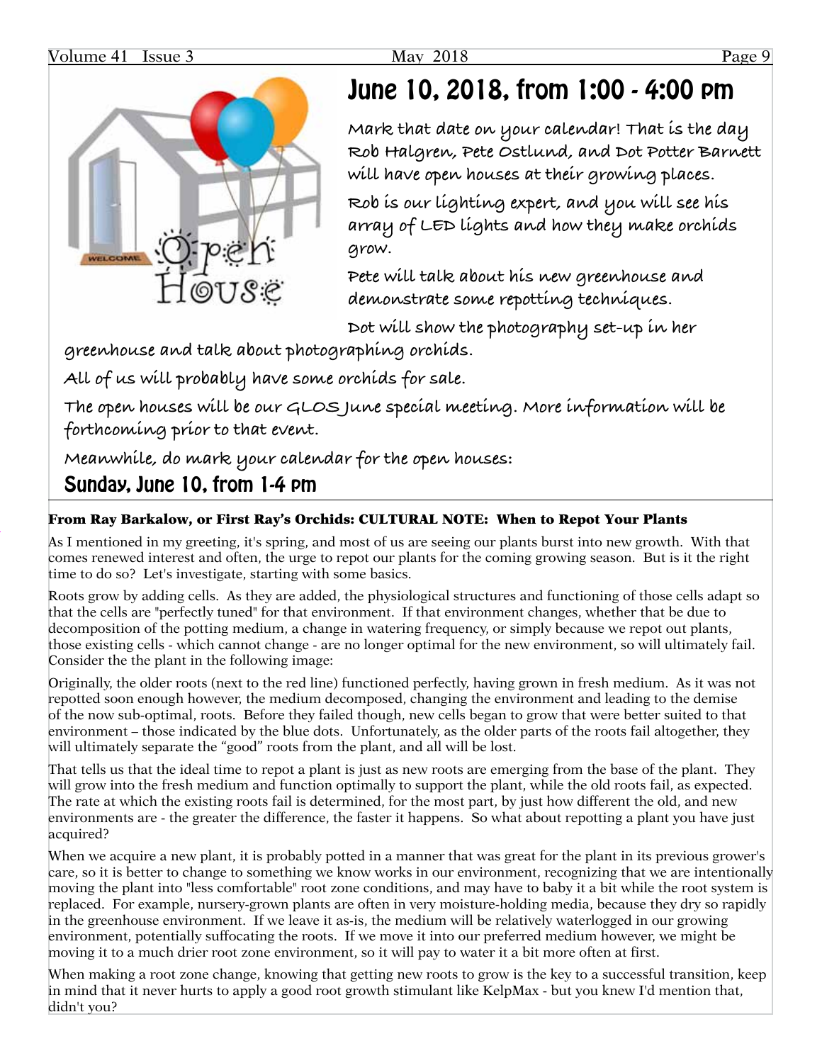# June 10, 2018, from 1:00 - 4:00 pm

Mark that date on your calendar! That is the day Rob Halgren, Pete Ostlund, and Dot Potter Barnett will have open houses at their growing places.

Rob is our lighting expert, and you will see his array of LED lights and how they make orchids grow.

Pete will talk about his new greenhouse and demonstrate some repotting techniques.

Dot will show the photography set-up in her greenhouse and talk about photographing orchids.

All of us will probably have some orchids for sale.

The open houses will be our GLOS June special meeting. More information will be forthcoming prior to that event.

Meanwhile, do mark your calendar for the open houses:

## Sunday, June 10, from 1-4 pm

---

**From Ray Barkalow, or First Ray's Orchids: CULTURAL NOTE: When to Repot Your Plants**

As I mentioned in my greeting, it's spring, and most of us are seeing our plants burst into new growth. With that comes renewed interest and often, the urge to repot our plants for the coming growing season. But is it the right time to do so? Let's investigate, starting with some basics.

Roots grow by adding cells. As they are added, the physiological structures and functioning of those cells adapt so that the cells are "perfectly tuned" for that environment. If that environment changes, whether that be due to decomposition of the potting medium, a change in watering frequency, or simply because we repot out plants, those existing cells - which cannot change - are no longer optimal for the new environment, so will ultimately fail. Consider the the plant in the following image:

Originally, the older roots (next to the red line) functioned perfectly, having grown in fresh medium. As it was not repotted soon enough however, the medium decomposed, changing the environment and leading to the demise of the now sub-optimal, roots. Before they failed though, new cells began to grow that were better suited to that environment – those indicated by the blue dots. Unfortunately, as the older parts of the roots fail altogether, they will ultimately separate the "good" roots from the plant, and all will be lost.

That tells us that the ideal time to repot a plant is just as new roots are emerging from the base of the plant. They will grow into the fresh medium and function optimally to support the plant, while the old roots fail, as expected. The rate at which the existing roots fail is determined, for the most part, by just how different the old, and new environments are - the greater the difference, the faster it happens. So what about repotting a plant you have just acquired?

When we acquire a new plant, it is probably potted in a manner that was great for the plant in its previous grower's care, so it is better to change to something we know works in our environment, recognizing that we are intentionally moving the plant into "less comfortable" root zone conditions, and may have to baby it a bit while the root system is replaced. For example, nursery-grown plants are often in very moisture-holding media, because they dry so rapidly in the greenhouse environment. If we leave it as-is, the medium will be relatively waterlogged in our growing environment, potentially suffocating the roots. If we move it into our preferred medium however, we might be moving it to a much drier root zone environment, so it will pay to water it a bit more often at first.

When making a root zone change, knowing that getting new roots to grow is the key to a successful transition, keep in mind that it never hurts to apply a good root growth stimulant like KelpMax - but you knew I'd mention that, didn't you?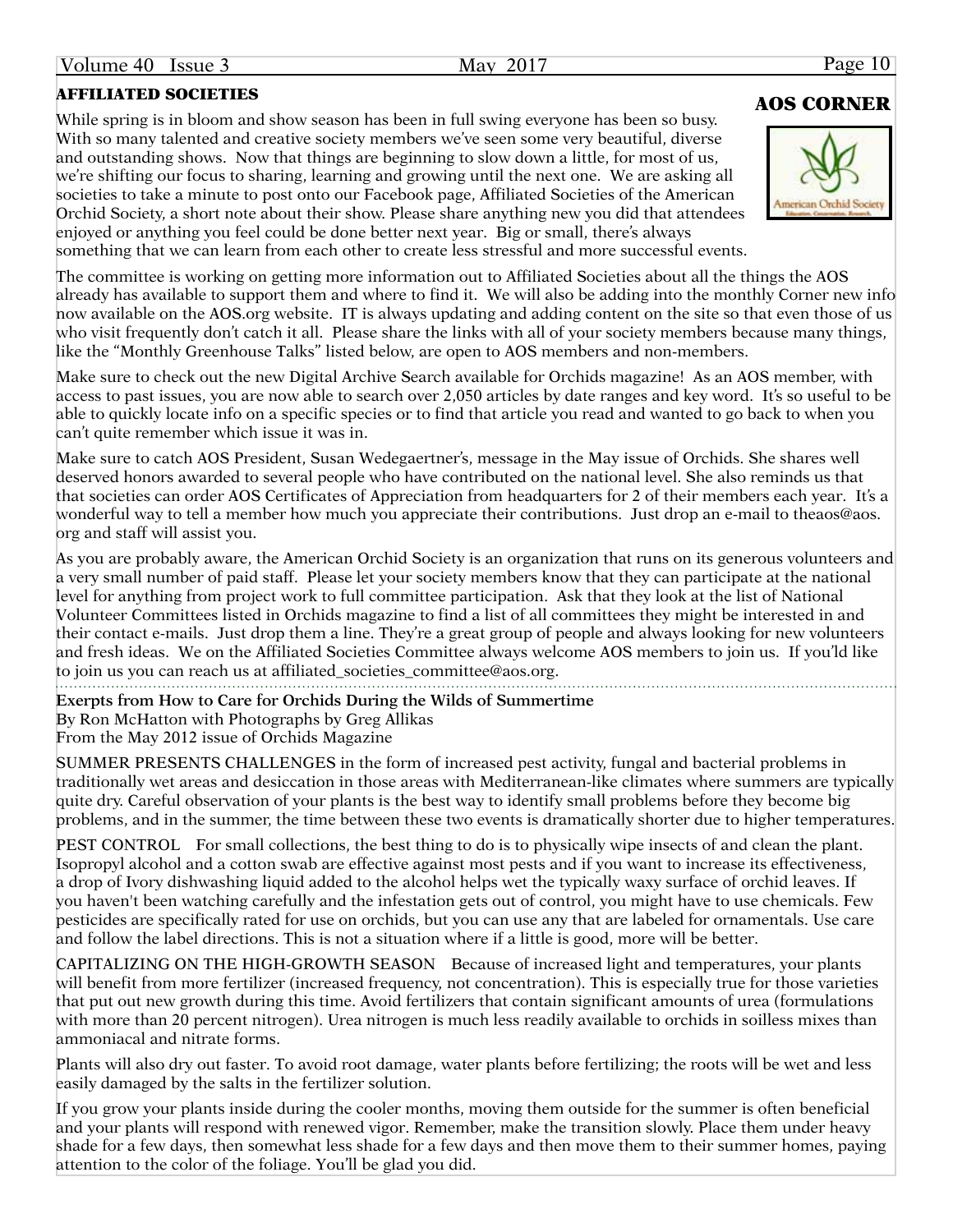## AOS CORNER

### AFFILIATED SOCIETIES

While spring is in bloom and show season has been in full swing everyone has been so busy. With so many talented and creative society members we've seen some very beautiful, diverse and outstanding shows. Now that things are beginning to slow down a little, for most of us, we're shifting our focus to sharing, learning and growing until the next one. We are asking all societies to take a minute to post onto our Facebook page, Affiliated Societies of the American Orchid Society, a short note about their show. Please share anything new you did that attendees enjoyed or anything you feel could be done better next year. Big or small, there's always something that we can learn from each other to create less stressful and more successful events.

The committee is working on getting more information out to Affiliated Societies about all the things the AOS already has available to support them and where to find it. We will also be adding into the monthly Corner new info now available on the AOS.org website. IT is always updating and adding content on the site so that even those of us who visit frequently don't catch it all. Please share the links with all of your society members because many things, like the "Monthly Greenhouse Talks" listed below, are open to AOS members and non-members.

Make sure to check out the new Digital Archive Search available for Orchids magazine! As an AOS member, with access to past issues, you are now able to search over 2,050 articles by date ranges and key word. It's so useful to be able to quickly locate info on a specific species or to find that article you read and wanted to go back to when you can't quite remember which issue it was in.

Make sure to catch AOS President, Susan Wedegaertner's, message in the May issue of Orchids. She shares well deserved honors awarded to several people who have contributed on the national level. She also reminds us that that societies can order AOS Certificates of Appreciation from headquarters for 2 of their members each year. It's a wonderful way to tell a member how much you appreciate their contributions. Just drop an e-mail to theaos@aos.org and staff will assist you.

As you are probably aware, the American Orchid Society is an organization that runs on its generous volunteers and a very small number of paid staff. Please let your society members know that they can participate at the national level for anything from project work to full committee participation. Ask that they look at the list of National Volunteer Committees listed in Orchids magazine to find a list of all committees they might be interested in and their contact e-mails. Just drop them a line. They're a great group of people and always looking for new volunteers and fresh ideas. We on the Affiliated Societies Committee always welcome AOS members to join us. If you'd like to join us you can reach us at affiliated_societies_committee@aos.org.

---

**Exerpts from How to Care for Orchids During the Wilds of Summertime**
By Ron McHatton with Photographs by Greg Allikas
From the May 2012 issue of Orchids Magazine

SUMMER PRESENTS CHALLENGES in the form of increased pest activity, fungal and bacterial problems in traditionally wet areas and desiccation in those areas with Mediterranean-like climates where summers are typically quite dry. Careful observation of your plants is the best way to identify small problems before they become big problems, and in the summer, the time between these two events is dramatically shorter due to higher temperatures.

PEST CONTROL For small collections, the best thing to do is to physically wipe insects of and clean the plant. Isopropyl alcohol and a cotton swab are effective against most pests and if you want to increase its effectiveness, a drop of Ivory dishwashing liquid added to the alcohol helps wet the typically waxy surface of orchid leaves. If you haven't been watching carefully and the infestation gets out of control, you might have to use chemicals. Few pesticides are specifically rated for use on orchids, but you can use any that are labeled for ornamentals. Use care and follow the label directions. This is not a situation where if a little is good, more will be better.

CAPITALIZING ON THE HIGH-GROWTH SEASON Because of increased light and temperatures, your plants will benefit from more fertilizer (increased frequency, not concentration). This is especially true for those varieties that put out new growth during this time. Avoid fertilizers that contain significant amounts of urea (formulations with more than 20 percent nitrogen). Urea nitrogen is much less readily available to orchids in soilless mixes than ammoniacal and nitrate forms.

Plants will also dry out faster. To avoid root damage, water plants before fertilizing; the roots will be wet and less easily damaged by the salts in the fertilizer solution.

If you grow your plants inside during the cooler months, moving them outside for the summer is often beneficial and your plants will respond with renewed vigor. Remember, make the transition slowly. Place them under heavy shade for a few days, then somewhat less shade for a few days and then move them to their summer homes, paying attention to the color of the foliage. You'll be glad you did.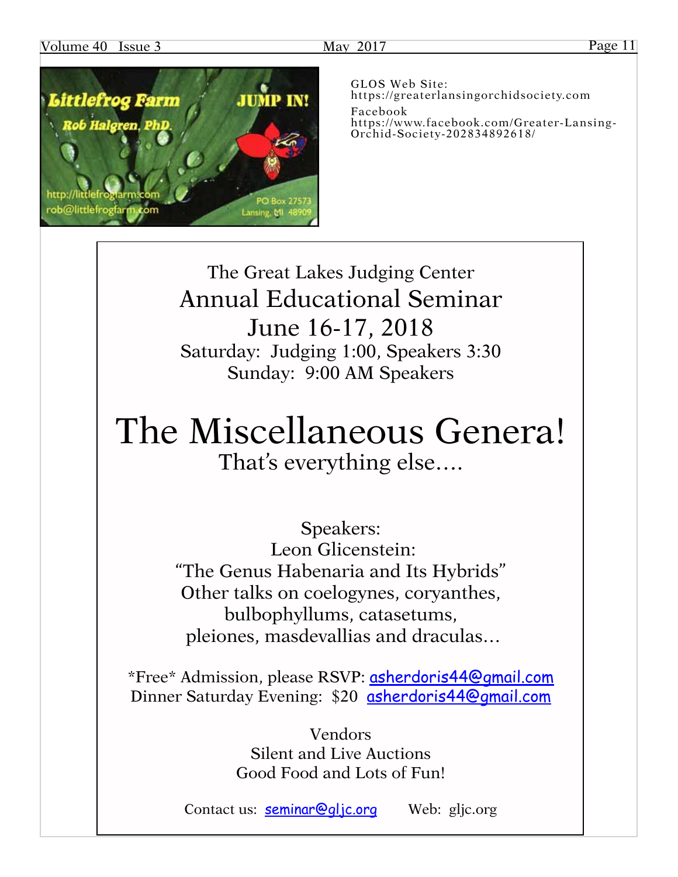Littlefrog Farm

Rob Halgren, PhD.

JUMP IN!

http://littlefrogfarm.com
rob@littlefrogfarm.com

PO Box 27573
Lansing, MI 48909

GLOS Web Site:
https://greaterlansingorchidsociety.com

Facebook
https://www.facebook.com/Greater-Lansing-Orchid-Society-202834892618/

The Great Lakes Judging Center

## Annual Educational Seminar

## June 16-17, 2018

Saturday: Judging 1:00, Speakers 3:30
Sunday: 9:00 AM Speakers

# The Miscellaneous Genera!

That's everything else....

Speakers:
Leon Glicenstein:
"The Genus Habenaria and Its Hybrids"
Other talks on coelogynes, coryanthes, bulbophyllums, catasetums, pleiones, masdevallias and draculas…

*Free* Admission, please RSVP: asherdoris44@gmail.com
Dinner Saturday Evening: $20 asherdoris44@gmail.com

Vendors
Silent and Live Auctions
Good Food and Lots of Fun!

Contact us: seminar@gljc.org    Web: gljc.org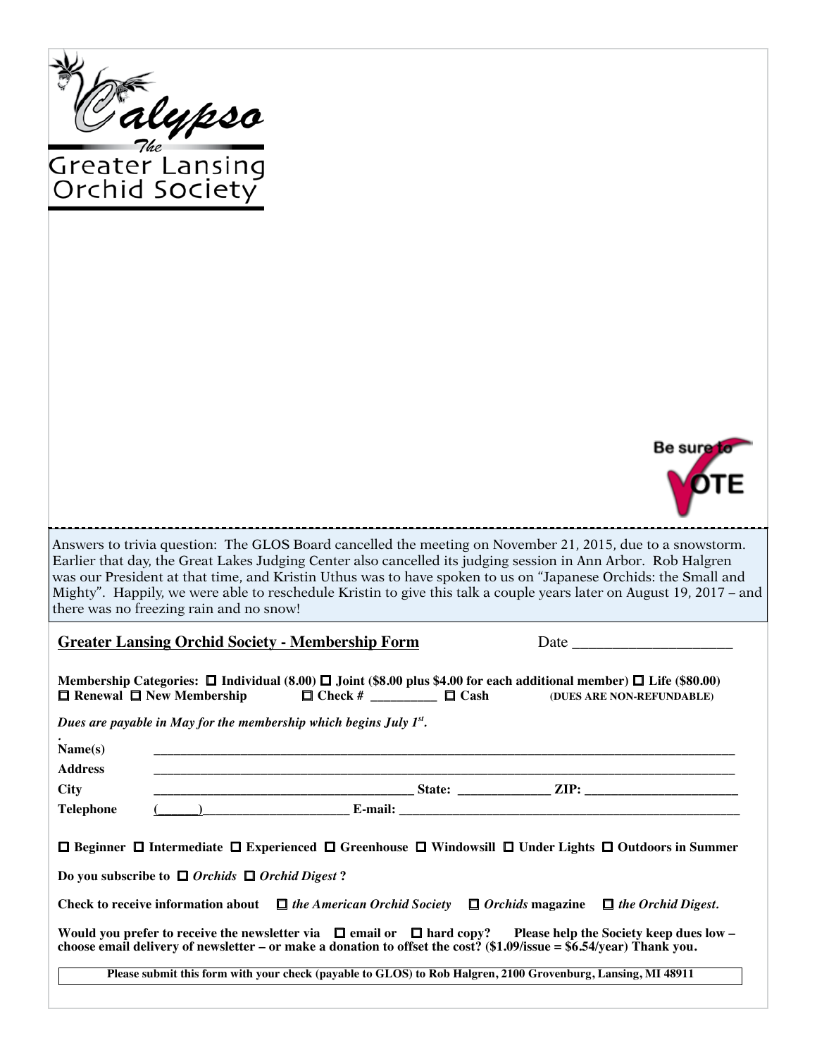Calypso

The Greater Lansing Orchid Society

Be sure to VOTE

Answers to trivia question: The GLOS Board cancelled the meeting on November 21, 2015, due to a snowstorm. Earlier that day, the Great Lakes Judging Center also cancelled its judging session in Ann Arbor. Rob Halgren was our President at that time, and Kristin Uthus was to have spoken to us on "Japanese Orchids: the Small and Mighty". Happily, we were able to reschedule Kristin to give this talk a couple years later on August 19, 2017 – and there was no freezing rain and no snow!

## Greater Lansing Orchid Society - Membership Form

Date ____________________

**Membership Categories:** ☐ **Individual (8.00)** ☐ **Joint ($8.00 plus $4.00 for each additional member)** ☐ **Life ($80.00)**
☐ **Renewal** ☐ **New Membership** ☐ **Check # __________** ☐ **Cash** **(DUES ARE NON-REFUNDABLE)**

***Dues are payable in May for the membership which begins July 1st.***

**Name(s)** ______________________________________________

**Address** ______________________________________________

**City** ________________________ **State:** ____________ **ZIP:** ____________

**Telephone** (______)____________________ **E-mail:** ______________________________

☐ **Beginner** ☐ **Intermediate** ☐ **Experienced** ☐ **Greenhouse** ☐ **Windowsill** ☐ **Under Lights** ☐ **Outdoors in Summer**

**Do you subscribe to** ☐ ***Orchids*** ☐ ***Orchid Digest*** **?**

**Check to receive information about** ☐ ***the American Orchid Society*** ☐ ***Orchids*** **magazine** ☐ ***the Orchid Digest.***

**Would you prefer to receive the newsletter via** ☐ **email or** ☐ **hard copy? Please help the Society keep dues low – choose email delivery of newsletter – or make a donation to offset the cost? ($1.09/issue = $6.54/year) Thank you.**

**Please submit this form with your check (payable to GLOS) to Rob Halgren, 2100 Grovenburg, Lansing, MI 48911**